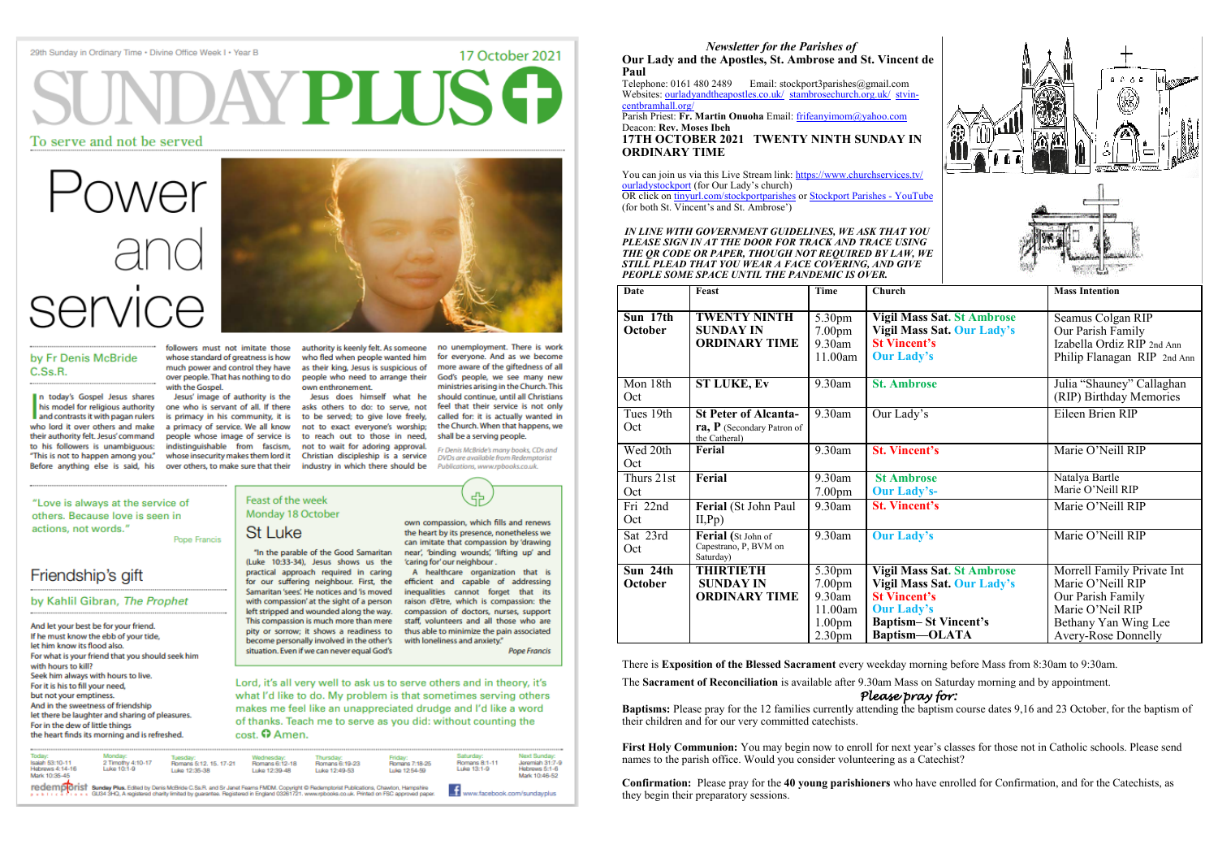29th Sunday in Ordinary Time • Divine Office Week I • Year B

17 October 2021

# SUNDAY PLUS

To serve and not be served

## Power and service

by Fr Denis McBride C.Ss.R.

In today's Gospel Jesus shares his model for religious authority and contrasts it with pagan rulers who lord it over others and make their authority felt. Jesus' command to his followers is unambiguous: "This is not to happen among you." Before anything else is said, his followers must not imitate those whose standard of greatness is how much power and control they have over people. That has nothing to do with the Gospel.

Jesus' image of authority is the one who is servant of all. If there is primacy in his community, it is a primacy of service. We all know people whose image of service is indistinguishable from fascism, whose insecurity makes them lord it over others, to make sure that their authority is keenly felt. As someone who fled when people wanted him as their king, Jesus is suspicious of people who need to arrange their own enthronement.

Jesus does himself what he asks others to do: to serve, not to be served; to give love freely, not to exact everyone's worship; to reach out to those in need, not to wait for adoring approval. Christian discipleship is a service industry in which there should be no unemployment. There is work for everyone. And as we become more aware of the giftedness of all God's people, we see many new ministries arising in the Church. This should continue, until all Christians feel that their service is not only called for: it is actually wanted in the Church. When that happens, we shall be a serving people.

*Fr Denis McBride's many books, CDs and DVDs are available from Redemptorist Publications, www.rpbooks.co.uk.*

"Love is always at the service of others. Because love is seen in actions, not words."

Pope Francis

## Friendship's gift

by Kahlil Gibran, *The Prophet*

And let your best be for your friend.
If he must know the ebb of your tide,
let him know its flood also.
For what is your friend that you should seek him
with hours to kill?
Seek him always with hours to live.
For it is his to fill your need,
but not your emptiness.
And in the sweetness of friendship
let there be laughter and sharing of pleasures.
For in the dew of little things
the heart finds its morning and is refreshed.

### Feast of the week

Monday 18 October

## St Luke

"In the parable of the Good Samaritan (Luke 10:33-34), Jesus shows us the practical approach required in caring for our suffering neighbour. First, the Samaritan 'sees'. He notices and 'is moved with compassion' at the sight of a person left stripped and wounded along the way. This compassion is much more than mere pity or sorrow; it shows a readiness to become personally involved in the other's situation. Even if we can never equal God's own compassion, which fills and renews the heart by its presence, nonetheless we can imitate that compassion by 'drawing near', 'binding wounds', 'lifting up' and 'caring for' our neighbour.

A healthcare organization that is efficient and capable of addressing inequalities cannot forget that its raison d'être, which is compassion: the compassion of doctors, nurses, support staff, volunteers and all those who are thus able to minimize the pain associated with loneliness and anxiety."

*Pope Francis*

Lord, it's all very well to ask us to serve others and in theory, it's what I'd like to do. My problem is that sometimes serving others makes me feel like an unappreciated drudge and I'd like a word of thanks. Teach me to serve as you did: without counting the cost. ✠ Amen.

Today: Isaiah 53:10-11, Hebrews 4:14-16, Mark 10:35-45 | Monday: 2 Timothy 4:10-17, Luke 10:1-9 | Tuesday: Romans 5:12. 15. 17-21, Luke 12:35-38 | Wednesday: Romans 6:12-18, Luke 12:39-48 | Thursday: Romans 6:19-23, Luke 12:49-53 | Friday: Romans 7:18-25, Luke 12:54-59 | Saturday: Romans 8:1-11, Luke 13:1-9 | Next Sunday: Jeremiah 31:7-9, Hebrews 5:1-6, Mark 10:46-52

redemptorist publications — Sunday Plus. Edited by Denis McBride C.Ss.R. and Sr Janet Fearns FMDM. Copyright © Redemptorist Publications, Chawton, Hampshire GU34 3HQ. A registered charity limited by guarantee. Registered in England 03261721. www.rpbooks.co.uk. Printed on FSC approved paper. www.facebook.com/sundayplus

---

*Newsletter for the Parishes of*

**Our Lady and the Apostles, St. Ambrose and St. Vincent de Paul**

Telephone: 0161 480 2489 Email: stockport3parishes@gmail.com
Websites: ourladyandtheapostles.co.uk/ stambrosechurch.org.uk/ stvin-centbramhall.org/
Parish Priest: **Fr. Martin Onuoha** Email: frifeanyimom@yahoo.com
Deacon: **Rev. Moses Ibeh**

**17TH OCTOBER 2021 TWENTY NINTH SUNDAY IN ORDINARY TIME**

You can join us via this Live Stream link: https://www.churchservices.tv/ourladystockport (for Our Lady's church)
OR click on tinyurl.com/stockportparishes or Stockport Parishes - YouTube (for both St. Vincent's and St. Ambrose')

***IN LINE WITH GOVERNMENT GUIDELINES, WE ASK THAT YOU PLEASE SIGN IN AT THE DOOR FOR TRACK AND TRACE USING THE QR CODE OR PAPER, THOUGH NOT REQUIRED BY LAW, WE STILL PLEAD THAT YOU WEAR A FACE COVERING, AND GIVE PEOPLE SOME SPACE UNTIL THE PANDEMIC IS OVER.***

| Date | Feast | Time | Church | Mass Intention |
|---|---|---|---|---|
| **Sun 17th October** | **TWENTY NINTH SUNDAY IN ORDINARY TIME** | 5.30pm<br>7.00pm<br>9.30am<br>11.00am | **Vigil Mass Sat. St Ambrose**<br>**Vigil Mass Sat. Our Lady's**<br>**St Vincent's**<br>**Our Lady's** | Seamus Colgan RIP<br>Our Parish Family<br>Izabella Ordiz RIP 2nd Ann<br>Philip Flanagan RIP 2nd Ann |
| Mon 18th Oct | **ST LUKE, Ev** | 9.30am | **St. Ambrose** | Julia "Shauney" Callaghan (RIP) Birthday Memories |
| Tues 19th Oct | **St Peter of Alcanta-ra, P** (Secondary Patron of the Catheral) | 9.30am | Our Lady's | Eileen Brien RIP |
| Wed 20th Oct | **Ferial** | 9.30am | **St. Vincent's** | Marie O'Neill RIP |
| Thurs 21st Oct | **Ferial** | 9.30am<br>7.00pm | **St Ambrose**<br>**Our Lady's-** | Natalya Bartle<br>Marie O'Neill RIP |
| Fri 22nd Oct | **Ferial** (St John Paul II,Pp) | 9.30am | **St. Vincent's** | Marie O'Neill RIP |
| Sat 23rd Oct | **Ferial** (St John of Capestrano, P, BVM on Saturday) | 9.30am | **Our Lady's** | Marie O'Neill RIP |
| **Sun 24th October** | **THIRTIETH SUNDAY IN ORDINARY TIME** | 5.30pm<br>7.00pm<br>9.30am<br>11.00am<br>1.00pm<br>2.30pm | **Vigil Mass Sat. St Ambrose**<br>**Vigil Mass Sat. Our Lady's**<br>**St Vincent's**<br>**Our Lady's**<br>**Baptism– St Vincent's**<br>**Baptism—OLATA** | Morrell Family Private Int<br>Marie O'Neill RIP<br>Our Parish Family<br>Marie O'Neil RIP<br>Bethany Yan Wing Lee<br>Avery-Rose Donnelly |

There is **Exposition of the Blessed Sacrament** every weekday morning before Mass from 8:30am to 9:30am.

The **Sacrament of Reconciliation** is available after 9.30am Mass on Saturday morning and by appointment.

*Please pray for:*

**Baptisms:** Please pray for the 12 families currently attending the baptism course dates 9,16 and 23 October, for the baptism of their children and for our very committed catechists.

**First Holy Communion:** You may begin now to enroll for next year's classes for those not in Catholic schools. Please send names to the parish office. Would you consider volunteering as a Catechist?

**Confirmation:** Please pray for the **40 young parishioners** who have enrolled for Confirmation, and for the Catechists, as they begin their preparatory sessions.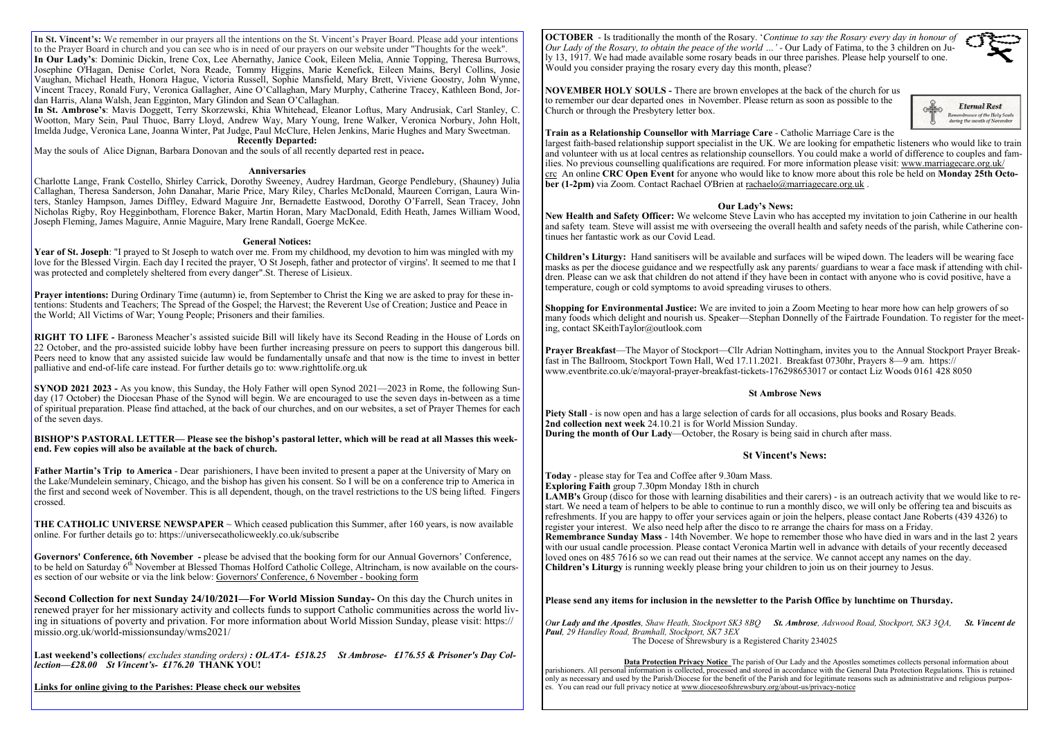**In St. Vincent's:** We remember in our prayers all the intentions on the St. Vincent's Prayer Board. Please add your intentions to the Prayer Board in church and you can see who is in need of our prayers on our website under "Thoughts for the week".

**In Our Lady's**: Dominic Dickin, Irene Cox, Lee Abernathy, Janice Cook, Eileen Melia, Annie Topping, Theresa Burrows, Josephine O'Hagan, Denise Corlet, Nora Reade, Tommy Higgins, Marie Kenefick, Eileen Mains, Beryl Collins, Josie Vaughan, Michael Heath, Honora Hague, Victoria Russell, Sophie Mansfield, Mary Brett, Viviene Goostry, John Wynne, Vincent Tracey, Ronald Fury, Veronica Gallagher, Aine O'Callaghan, Mary Murphy, Catherine Tracey, Kathleen Bond, Jordan Harris, Alana Walsh, Jean Egginton, Mary Glindon and Sean O'Callaghan.

**In St. Ambrose's**: Mavis Doggett, Terry Skorzewski, Khia Whitehead, Eleanor Loftus, Mary Andrusiak, Carl Stanley, C. Wootton, Mary Sein, Paul Thuoc, Barry Lloyd, Andrew Way, Mary Young, Irene Walker, Veronica Norbury, John Holt, Imelda Judge, Veronica Lane, Joanna Winter, Pat Judge, Paul McClure, Helen Jenkins, Marie Hughes and Mary Sweetman.

**Recently Departed:**

May the souls of Alice Dignan, Barbara Donovan and the souls of all recently departed rest in peace**.**

**Anniversaries**

Charlotte Lange, Frank Costello, Shirley Carrick, Dorothy Sweeney, Audrey Hardman, George Pendlebury, (Shauney) Julia Callaghan, Theresa Sanderson, John Danahar, Marie Price, Mary Riley, Charles McDonald, Maureen Corrigan, Laura Winters, Stanley Hampson, James Diffley, Edward Maguire Jnr, Bernadette Eastwood, Dorothy O'Farrell, Sean Tracey, John Nicholas Rigby, Roy Hegginbotham, Florence Baker, Martin Horan, Mary MacDonald, Edith Heath, James William Wood, Joseph Fleming, James Maguire, Annie Maguire, Mary Irene Randall, Goerge McKee.

**General Notices:**

**Year of St. Joseph**: "I prayed to St Joseph to watch over me. From my childhood, my devotion to him was mingled with my love for the Blessed Virgin. Each day I recited the prayer, 'O St Joseph, father and protector of virgins'. It seemed to me that I was protected and completely sheltered from every danger".St. Therese of Lisieux.

**Prayer intentions:** During Ordinary Time (autumn) ie, from September to Christ the King we are asked to pray for these intentions: Students and Teachers; The Spread of the Gospel; the Harvest; the Reverent Use of Creation; Justice and Peace in the World; All Victims of War; Young People; Prisoners and their families.

**RIGHT TO LIFE -** Baroness Meacher's assisted suicide Bill will likely have its Second Reading in the House of Lords on 22 October, and the pro-assisted suicide lobby have been further increasing pressure on peers to support this dangerous bill. Peers need to know that any assisted suicide law would be fundamentally unsafe and that now is the time to invest in better palliative and end-of-life care instead. For further details go to: www.righttolife.org.uk

**SYNOD 2021 2023 -** As you know, this Sunday, the Holy Father will open Synod 2021—2023 in Rome, the following Sunday (17 October) the Diocesan Phase of the Synod will begin. We are encouraged to use the seven days in-between as a time of spiritual preparation. Please find attached, at the back of our churches, and on our websites, a set of Prayer Themes for each of the seven days.

**BISHOP'S PASTORAL LETTER— Please see the bishop's pastoral letter, which will be read at all Masses this weekend. Few copies will also be available at the back of church.**

**Father Martin's Trip to America** - Dear parishioners, I have been invited to present a paper at the University of Mary on the Lake/Mundelein seminary, Chicago, and the bishop has given his consent. So I will be on a conference trip to America in the first and second week of November. This is all dependent, though, on the travel restrictions to the US being lifted. Fingers crossed.

**THE CATHOLIC UNIVERSE NEWSPAPER** ~ Which ceased publication this Summer, after 160 years, is now available online. For further details go to: https://universecatholicweekly.co.uk/subscribe

**Governors' Conference, 6th November -** please be advised that the booking form for our Annual Governors' Conference, to be held on Saturday 6th November at Blessed Thomas Holford Catholic College, Altrincham, is now available on the courses section of our website or via the link below: Governors' Conference, 6 November - booking form

**Second Collection for next Sunday 24/10/2021—For World Mission Sunday-** On this day the Church unites in renewed prayer for her missionary activity and collects funds to support Catholic communities across the world living in situations of poverty and privation. For more information about World Mission Sunday, please visit: https://missio.org.uk/world-missionsunday/wms2021/

**Last weekend's collections***( excludes standing orders)* **: OLATA- £518.25 St Ambrose- £176.55 & Prisoner's Day Collection—£28.00 St Vincent's- £176.20 THANK YOU!**

**Links for online giving to the Parishes: Please check our websites**

**OCTOBER** - Is traditionally the month of the Rosary. '*Continue to say the Rosary every day in honour of Our Lady of the Rosary, to obtain the peace of the world …'* - Our Lady of Fatima, to the 3 children on July 13, 1917. We had made available some rosary beads in our three parishes. Please help yourself to one. Would you consider praying the rosary every day this month, please?

**NOVEMBER HOLY SOULS -** There are brown envelopes at the back of the church for us to remember our dear departed ones in November. Please return as soon as possible to the Church or through the Presbytery letter box.

**Train as a Relationship Counsellor with Marriage Care** - Catholic Marriage Care is the largest faith-based relationship support specialist in the UK. We are looking for empathetic listeners who would like to train and volunteer with us at local centres as relationship counsellors. You could make a world of difference to couples and families. No previous counselling qualifications are required. For more information please visit: www.marriagecare.org.uk/crc An online **CRC Open Event** for anyone who would like to know more about this role be held on **Monday 25th October (1-2pm)** via Zoom. Contact Rachael O'Brien at rachaelo@marriagecare.org.uk .

**Our Lady's News:**

**New Health and Safety Officer:** We welcome Steve Lavin who has accepted my invitation to join Catherine in our health and safety team. Steve will assist me with overseeing the overall health and safety needs of the parish, while Catherine continues her fantastic work as our Covid Lead.

**Children's Liturgy:** Hand sanitisers will be available and surfaces will be wiped down. The leaders will be wearing face masks as per the diocese guidance and we respectfully ask any parents/ guardians to wear a face mask if attending with children. Please can we ask that children do not attend if they have been in contact with anyone who is covid positive, have a temperature, cough or cold symptoms to avoid spreading viruses to others.

**Shopping for Environmental Justice:** We are invited to join a Zoom Meeting to hear more how can help growers of so many foods which delight and nourish us. Speaker—Stephan Donnelly of the Fairtrade Foundation. To register for the meeting, contact SKeithTaylor@outlook.com

**Prayer Breakfast**—The Mayor of Stockport—Cllr Adrian Nottingham, invites you to the Annual Stockport Prayer Breakfast in The Ballroom, Stockport Town Hall, Wed 17.11.2021. Breakfast 0730hr, Prayers 8—9 am. https://www.eventbrite.co.uk/e/mayoral-prayer-breakfast-tickets-176298653017 or contact Liz Woods 0161 428 8050

**St Ambrose News**

**Piety Stall** - is now open and has a large selection of cards for all occasions, plus books and Rosary Beads.
**2nd collection next week** 24.10.21 is for World Mission Sunday.
**During the month of Our Lady**—October, the Rosary is being said in church after mass.

**St Vincent's News:**

**Today** - please stay for Tea and Coffee after 9.30am Mass.
**Exploring Faith** group 7.30pm Monday 18th in church
**LAMB's** Group (disco for those with learning disabilities and their carers) - is an outreach activity that we would like to restart. We need a team of helpers to be able to continue to run a monthly disco, we will only be offering tea and biscuits as refreshments. If you are happy to offer your services again or join the helpers, please contact Jane Roberts (439 4326) to register your interest. We also need help after the disco to re arrange the chairs for mass on a Friday.
**Remembrance Sunday Mass** - 14th November. We hope to remember those who have died in wars and in the last 2 years with our usual candle procession. Please contact Veronica Martin well in advance with details of your recently deceased loved ones on 485 7616 so we can read out their names at the service. We cannot accept any names on the day.
**Children's Liturgy** is running weekly please bring your children to join us on their journey to Jesus.

**Please send any items for inclusion in the newsletter to the Parish Office by lunchtime on Thursday.**

*Our Lady and the Apostles*, Shaw Heath, Stockport SK3 8BQ ***St. Ambrose***, Adswood Road, Stockport, SK3 3QA, ***St. Vincent de Paul***, 29 Handley Road, Bramhall, Stockport, SK7 3EX
The Docese of Shrewsbury is a Registered Charity 234025

**Data Protection Privacy Notice** The parish of Our Lady and the Apostles sometimes collects personal information about parishioners. All personal information is collected, processed and stored in accordance with the General Data Protection Regulations. This is retained only as necessary and used by the Parish/Diocese for the benefit of the Parish and for legitimate reasons such as administrative and religious purposes. You can read our full privacy notice at www.dioceseofshrewsbury.org/about-us/privacy-notice